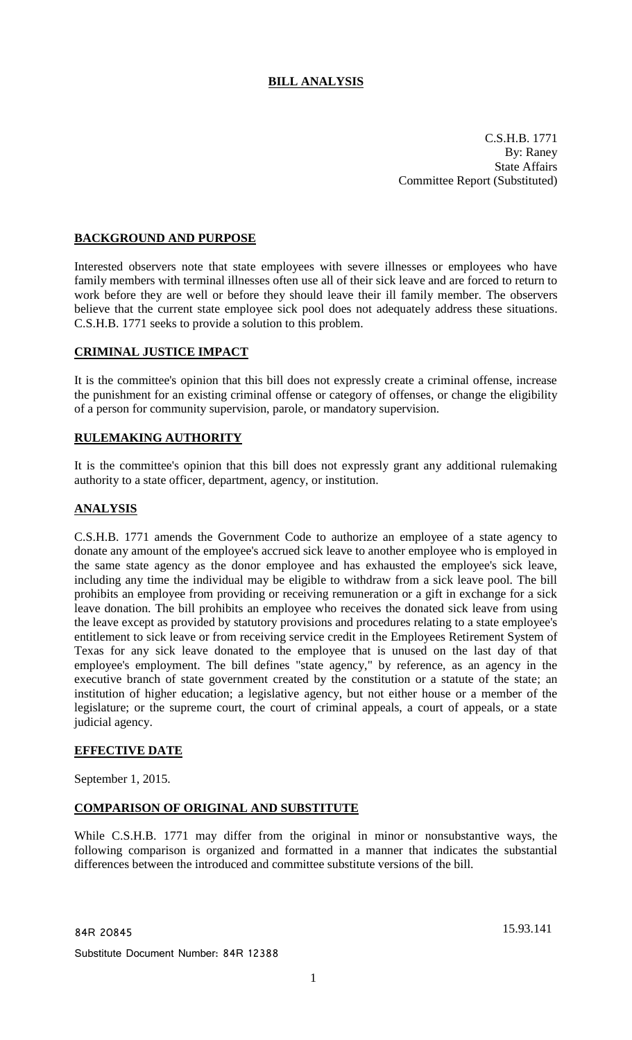# BILL ANALYSIS

C.S.H.B. 1771
By: Raney
State Affairs
Committee Report (Substituted)

## BACKGROUND AND PURPOSE

Interested observers note that state employees with severe illnesses or employees who have family members with terminal illnesses often use all of their sick leave and are forced to return to work before they are well or before they should leave their ill family member. The observers believe that the current state employee sick pool does not adequately address these situations. C.S.H.B. 1771 seeks to provide a solution to this problem.

## CRIMINAL JUSTICE IMPACT

It is the committee's opinion that this bill does not expressly create a criminal offense, increase the punishment for an existing criminal offense or category of offenses, or change the eligibility of a person for community supervision, parole, or mandatory supervision.

## RULEMAKING AUTHORITY

It is the committee's opinion that this bill does not expressly grant any additional rulemaking authority to a state officer, department, agency, or institution.

## ANALYSIS

C.S.H.B. 1771 amends the Government Code to authorize an employee of a state agency to donate any amount of the employee's accrued sick leave to another employee who is employed in the same state agency as the donor employee and has exhausted the employee's sick leave, including any time the individual may be eligible to withdraw from a sick leave pool. The bill prohibits an employee from providing or receiving remuneration or a gift in exchange for a sick leave donation. The bill prohibits an employee who receives the donated sick leave from using the leave except as provided by statutory provisions and procedures relating to a state employee's entitlement to sick leave or from receiving service credit in the Employees Retirement System of Texas for any sick leave donated to the employee that is unused on the last day of that employee's employment. The bill defines "state agency," by reference, as an agency in the executive branch of state government created by the constitution or a statute of the state; an institution of higher education; a legislative agency, but not either house or a member of the legislature; or the supreme court, the court of criminal appeals, a court of appeals, or a state judicial agency.

## EFFECTIVE DATE

September 1, 2015.

## COMPARISON OF ORIGINAL AND SUBSTITUTE

While C.S.H.B. 1771 may differ from the original in minor or nonsubstantive ways, the following comparison is organized and formatted in a manner that indicates the substantial differences between the introduced and committee substitute versions of the bill.

84R 20845

15.93.141

Substitute Document Number: 84R 12388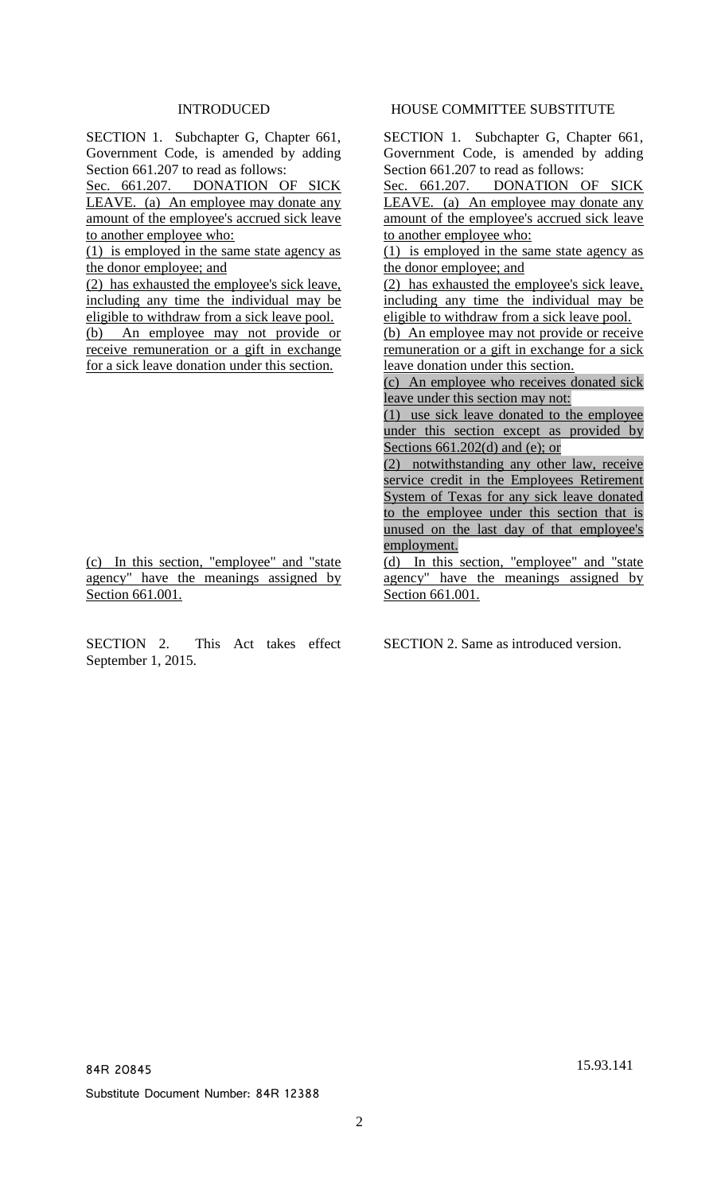| INTRODUCED | HOUSE COMMITTEE SUBSTITUTE |
| --- | --- |
| SECTION 1. Subchapter G, Chapter 661, Government Code, is amended by adding Section 661.207 to read as follows: | SECTION 1. Subchapter G, Chapter 661, Government Code, is amended by adding Section 661.207 to read as follows: |
| Sec. 661.207. DONATION OF SICK LEAVE. (a) An employee may donate any amount of the employee's accrued sick leave to another employee who: | Sec. 661.207. DONATION OF SICK LEAVE. (a) An employee may donate any amount of the employee's accrued sick leave to another employee who: |
| (1) is employed in the same state agency as the donor employee; and | (1) is employed in the same state agency as the donor employee; and |
| (2) has exhausted the employee's sick leave, including any time the individual may be eligible to withdraw from a sick leave pool. | (2) has exhausted the employee's sick leave, including any time the individual may be eligible to withdraw from a sick leave pool. |
| (b) An employee may not provide or receive remuneration or a gift in exchange for a sick leave donation under this section. | (b) An employee may not provide or receive remuneration or a gift in exchange for a sick leave donation under this section. |
| | (c) An employee who receives donated sick leave under this section may not: |
| | (1) use sick leave donated to the employee under this section except as provided by Sections 661.202(d) and (e); or |
| | (2) notwithstanding any other law, receive service credit in the Employees Retirement System of Texas for any sick leave donated to the employee under this section that is unused on the last day of that employee's employment. |
| (c) In this section, "employee" and "state agency" have the meanings assigned by Section 661.001. | (d) In this section, "employee" and "state agency" have the meanings assigned by Section 661.001. |
| SECTION 2. This Act takes effect September 1, 2015. | SECTION 2. Same as introduced version. |

84R 20845

15.93.141

Substitute Document Number: 84R 12388